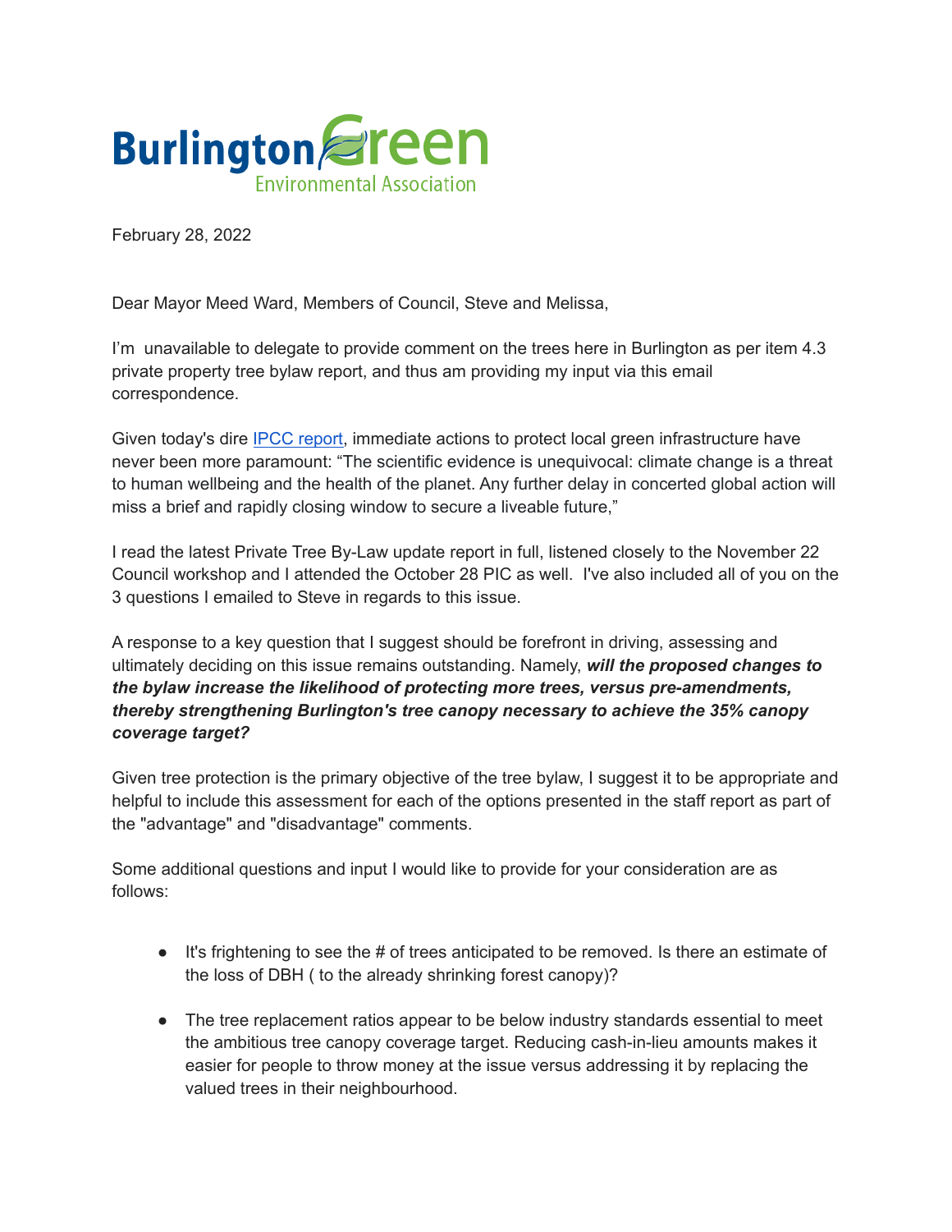BurlingtonGreen Environmental Association

February 28, 2022

Dear Mayor Meed Ward, Members of Council, Steve and Melissa,

I'm unavailable to delegate to provide comment on the trees here in Burlington as per item 4.3 private property tree bylaw report, and thus am providing my input via this email correspondence.

Given today's dire [IPCC report](), immediate actions to protect local green infrastructure have never been more paramount: "The scientific evidence is unequivocal: climate change is a threat to human wellbeing and the health of the planet. Any further delay in concerted global action will miss a brief and rapidly closing window to secure a liveable future,"

I read the latest Private Tree By-Law update report in full, listened closely to the November 22 Council workshop and I attended the October 28 PIC as well. I've also included all of you on the 3 questions I emailed to Steve in regards to this issue.

A response to a key question that I suggest should be forefront in driving, assessing and ultimately deciding on this issue remains outstanding. Namely, ***will the proposed changes to the bylaw increase the likelihood of protecting more trees, versus pre-amendments, thereby strengthening Burlington's tree canopy necessary to achieve the 35% canopy coverage target?***

Given tree protection is the primary objective of the tree bylaw, I suggest it to be appropriate and helpful to include this assessment for each of the options presented in the staff report as part of the "advantage" and "disadvantage" comments.

Some additional questions and input I would like to provide for your consideration are as follows:

- It's frightening to see the # of trees anticipated to be removed. Is there an estimate of the loss of DBH ( to the already shrinking forest canopy)?
- The tree replacement ratios appear to be below industry standards essential to meet the ambitious tree canopy coverage target. Reducing cash-in-lieu amounts makes it easier for people to throw money at the issue versus addressing it by replacing the valued trees in their neighbourhood.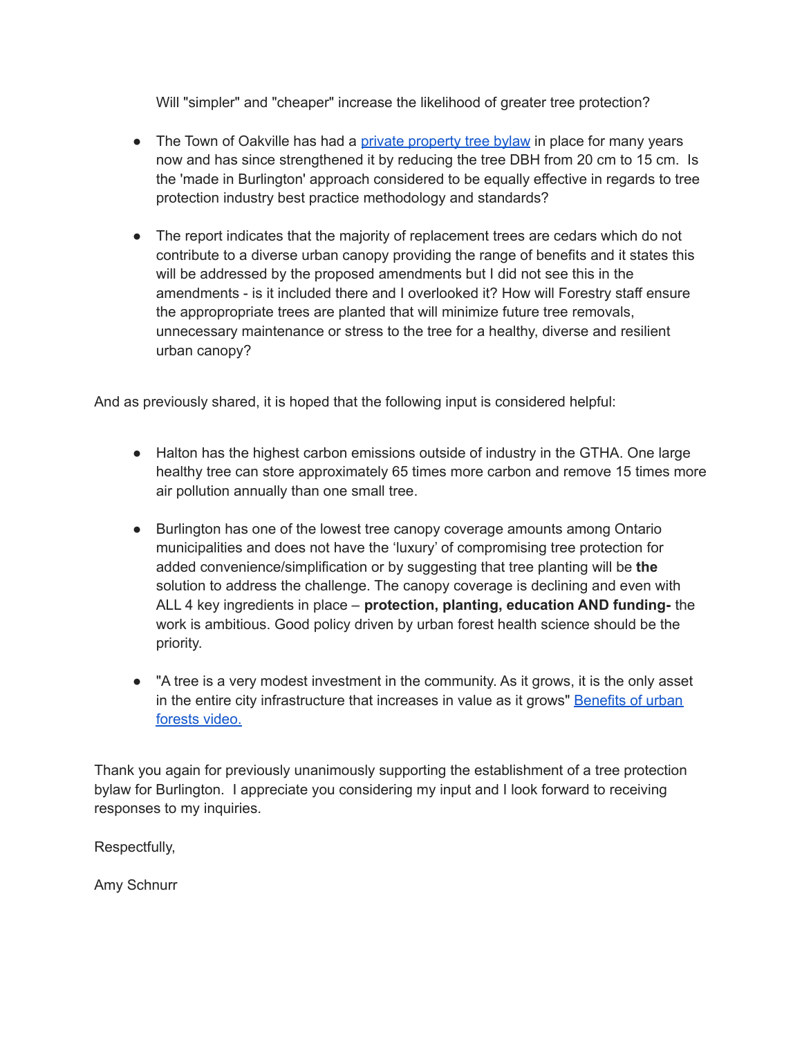Will "simpler" and "cheaper" increase the likelihood of greater tree protection?

- The Town of Oakville has had a [private property tree bylaw]() in place for many years now and has since strengthened it by reducing the tree DBH from 20 cm to 15 cm. Is the 'made in Burlington' approach considered to be equally effective in regards to tree protection industry best practice methodology and standards?

- The report indicates that the majority of replacement trees are cedars which do not contribute to a diverse urban canopy providing the range of benefits and it states this will be addressed by the proposed amendments but I did not see this in the amendments - is it included there and I overlooked it? How will Forestry staff ensure the approppropriate trees are planted that will minimize future tree removals, unnecessary maintenance or stress to the tree for a healthy, diverse and resilient urban canopy?

And as previously shared, it is hoped that the following input is considered helpful:

- Halton has the highest carbon emissions outside of industry in the GTHA. One large healthy tree can store approximately 65 times more carbon and remove 15 times more air pollution annually than one small tree.

- Burlington has one of the lowest tree canopy coverage amounts among Ontario municipalities and does not have the 'luxury' of compromising tree protection for added convenience/simplification or by suggesting that tree planting will be **the** solution to address the challenge. The canopy coverage is declining and even with ALL 4 key ingredients in place – **protection, planting, education AND funding-** the work is ambitious. Good policy driven by urban forest health science should be the priority.

- "A tree is a very modest investment in the community. As it grows, it is the only asset in the entire city infrastructure that increases in value as it grows" [Benefits of urban forests video.]()

Thank you again for previously unanimously supporting the establishment of a tree protection bylaw for Burlington. I appreciate you considering my input and I look forward to receiving responses to my inquiries.

Respectfully,

Amy Schnurr